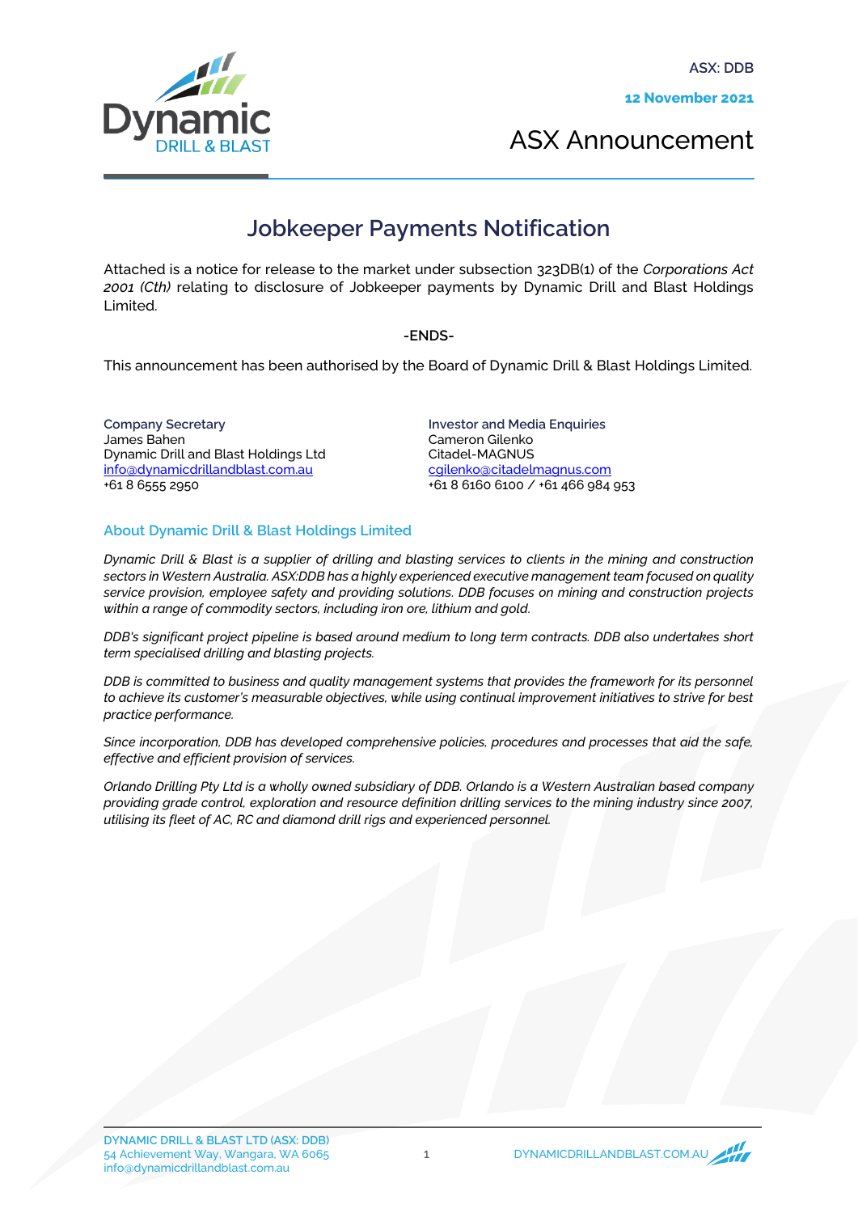ASX: DDB

**12 November 2021**

# ASX Announcement

## Jobkeeper Payments Notification

Attached is a notice for release to the market under subsection 323DB(1) of the *Corporations Act 2001 (Cth)* relating to disclosure of Jobkeeper payments by Dynamic Drill and Blast Holdings Limited.

-ENDS-

This announcement has been authorised by the Board of Dynamic Drill & Blast Holdings Limited.

**Company Secretary**
James Bahen
Dynamic Drill and Blast Holdings Ltd
info@dynamicdrillandblast.com.au
+61 8 6555 2950

**Investor and Media Enquiries**
Cameron Gilenko
Citadel-MAGNUS
cgilenko@citadelmagnus.com
+61 8 6160 6100 / +61 466 984 953

### About Dynamic Drill & Blast Holdings Limited

*Dynamic Drill & Blast is a supplier of drilling and blasting services to clients in the mining and construction sectors in Western Australia. ASX:DDB has a highly experienced executive management team focused on quality service provision, employee safety and providing solutions. DDB focuses on mining and construction projects within a range of commodity sectors, including iron ore, lithium and gold.*

*DDB's significant project pipeline is based around medium to long term contracts. DDB also undertakes short term specialised drilling and blasting projects.*

*DDB is committed to business and quality management systems that provides the framework for its personnel to achieve its customer's measurable objectives, while using continual improvement initiatives to strive for best practice performance.*

*Since incorporation, DDB has developed comprehensive policies, procedures and processes that aid the safe, effective and efficient provision of services.*

*Orlando Drilling Pty Ltd is a wholly owned subsidiary of DDB. Orlando is a Western Australian based company providing grade control, exploration and resource definition drilling services to the mining industry since 2007, utilising its fleet of AC, RC and diamond drill rigs and experienced personnel.*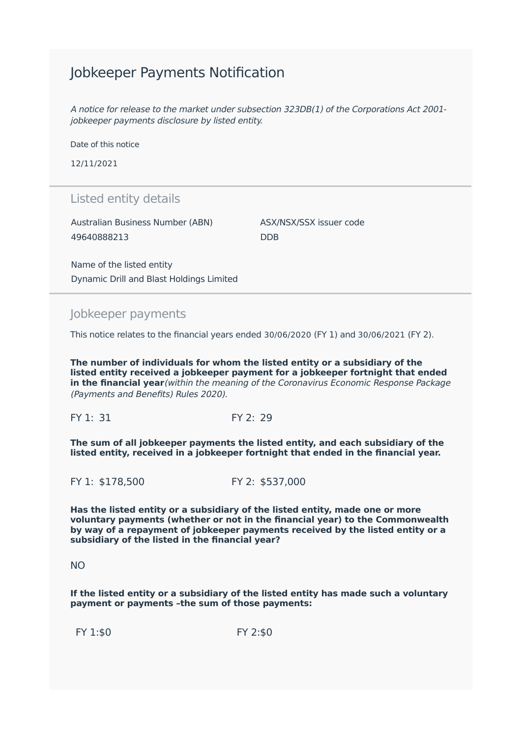# Jobkeeper Payments Notification

*A notice for release to the market under subsection 323DB(1) of the Corporations Act 2001- jobkeeper payments disclosure by listed entity.*

Date of this notice

12/11/2021

## Listed entity details

Australian Business Number (ABN)
49640888213

ASX/NSX/SSX issuer code
DDB

Name of the listed entity
Dynamic Drill and Blast Holdings Limited

## Jobkeeper payments

This notice relates to the financial years ended 30/06/2020 (FY 1) and 30/06/2021 (FY 2).

**The number of individuals for whom the listed entity or a subsidiary of the listed entity received a jobkeeper payment for a jobkeeper fortnight that ended in the financial year***(within the meaning of the Coronavirus Economic Response Package (Payments and Benefits) Rules 2020).*

FY 1: 31

FY 2: 29

**The sum of all jobkeeper payments the listed entity, and each subsidiary of the listed entity, received in a jobkeeper fortnight that ended in the financial year.**

FY 1: $178,500

FY 2: $537,000

**Has the listed entity or a subsidiary of the listed entity, made one or more voluntary payments (whether or not in the financial year) to the Commonwealth by way of a repayment of jobkeeper payments received by the listed entity or a subsidiary of the listed in the financial year?**

NO

**If the listed entity or a subsidiary of the listed entity has made such a voluntary payment or payments –the sum of those payments:**

FY 1:$0

FY 2:$0